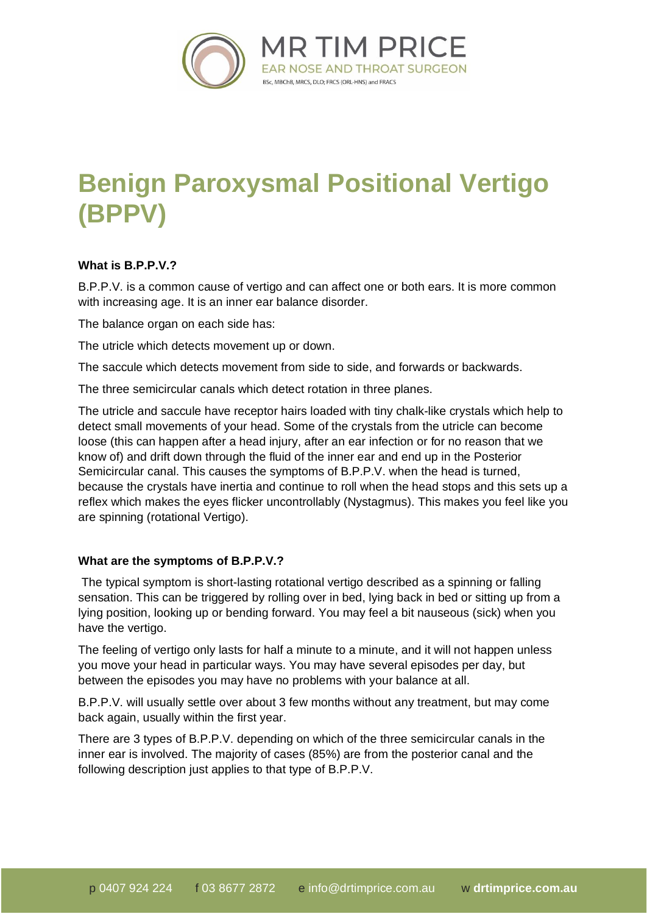# Benign Paroxysmal Positional Vertigo (BPPV)

**What is B.P.P.V.?**

B.P.P.V. is a common cause of vertigo and can affect one or both ears. It is more common with increasing age. It is an inner ear balance disorder.

The balance organ on each side has:

The utricle which detects movement up or down.

The saccule which detects movement from side to side, and forwards or backwards.

The three semicircular canals which detect rotation in three planes.

The utricle and saccule have receptor hairs loaded with tiny chalk-like crystals which help to detect small movements of your head. Some of the crystals from the utricle can become loose (this can happen after a head injury, after an ear infection or for no reason that we know of) and drift down through the fluid of the inner ear and end up in the Posterior Semicircular canal. This causes the symptoms of B.P.P.V. when the head is turned, because the crystals have inertia and continue to roll when the head stops and this sets up a reflex which makes the eyes flicker uncontrollably (Nystagmus). This makes you feel like you are spinning (rotational Vertigo).

**What are the symptoms of B.P.P.V.?**

The typical symptom is short-lasting rotational vertigo described as a spinning or falling sensation. This can be triggered by rolling over in bed, lying back in bed or sitting up from a lying position, looking up or bending forward. You may feel a bit nauseous (sick) when you have the vertigo.

The feeling of vertigo only lasts for half a minute to a minute, and it will not happen unless you move your head in particular ways. You may have several episodes per day, but between the episodes you may have no problems with your balance at all.

B.P.P.V. will usually settle over about 3 few months without any treatment, but may come back again, usually within the first year.

There are 3 types of B.P.P.V. depending on which of the three semicircular canals in the inner ear is involved. The majority of cases (85%) are from the posterior canal and the following description just applies to that type of B.P.P.V.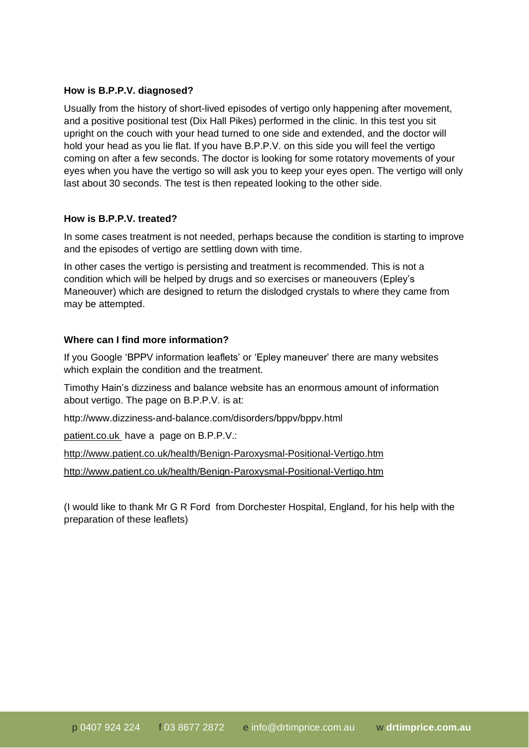**How is B.P.P.V. diagnosed?**

Usually from the history of short-lived episodes of vertigo only happening after movement, and a positive positional test (Dix Hall Pikes) performed in the clinic. In this test you sit upright on the couch with your head turned to one side and extended, and the doctor will hold your head as you lie flat. If you have B.P.P.V. on this side you will feel the vertigo coming on after a few seconds. The doctor is looking for some rotatory movements of your eyes when you have the vertigo so will ask you to keep your eyes open. The vertigo will only last about 30 seconds. The test is then repeated looking to the other side.

**How is B.P.P.V. treated?**

In some cases treatment is not needed, perhaps because the condition is starting to improve and the episodes of vertigo are settling down with time.

In other cases the vertigo is persisting and treatment is recommended. This is not a condition which will be helped by drugs and so exercises or maneouvers (Epley's Maneouver) which are designed to return the dislodged crystals to where they came from may be attempted.

**Where can I find more information?**

If you Google 'BPPV information leaflets' or 'Epley maneuver' there are many websites which explain the condition and the treatment.

Timothy Hain's dizziness and balance website has an enormous amount of information about vertigo. The page on B.P.P.V. is at:

http://www.dizziness-and-balance.com/disorders/bppv/bppv.html

patient.co.uk have a page on B.P.P.V.:

http://www.patient.co.uk/health/Benign-Paroxysmal-Positional-Vertigo.htm

http://www.patient.co.uk/health/Benign-Paroxysmal-Positional-Vertigo.htm

(I would like to thank Mr G R Ford from Dorchester Hospital, England, for his help with the preparation of these leaflets)

p 0407 924 224 f 03 8677 2872 e info@drtimprice.com.au w **drtimprice.com.au**